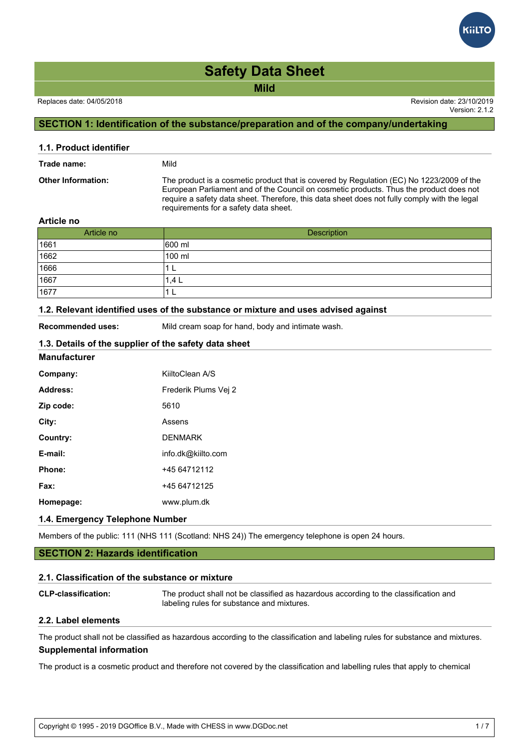# Safety Data Sheet

## Mild

Replaces date: 04/05/2018

Revision date: 23/10/2019
Version: 2.1.2

## SECTION 1: Identification of the substance/preparation and of the company/undertaking

### 1.1. Product identifier

**Trade name:** Mild

**Other Information:** The product is a cosmetic product that is covered by Regulation (EC) No 1223/2009 of the European Parliament and of the Council on cosmetic products. Thus the product does not require a safety data sheet. Therefore, this data sheet does not fully comply with the legal requirements for a safety data sheet.

**Article no**

| Article no | Description |
|---|---|
| 1661 | 600 ml |
| 1662 | 100 ml |
| 1666 | 1 L |
| 1667 | 1,4 L |
| 1677 | 1 L |

### 1.2. Relevant identified uses of the substance or mixture and uses advised against

**Recommended uses:** Mild cream soap for hand, body and intimate wash.

### 1.3. Details of the supplier of the safety data sheet

**Manufacturer**

**Company:** KiiltoClean A/S

**Address:** Frederik Plums Vej 2

**Zip code:** 5610

**City:** Assens

**Country:** DENMARK

**E-mail:** info.dk@kiilto.com

**Phone:** +45 64712112

**Fax:** +45 64712125

**Homepage:** www.plum.dk

### 1.4. Emergency Telephone Number

Members of the public: 111 (NHS 111 (Scotland: NHS 24)) The emergency telephone is open 24 hours.

## SECTION 2: Hazards identification

### 2.1. Classification of the substance or mixture

**CLP-classification:** The product shall not be classified as hazardous according to the classification and labeling rules for substance and mixtures.

### 2.2. Label elements

The product shall not be classified as hazardous according to the classification and labeling rules for substance and mixtures.

**Supplemental information**

The product is a cosmetic product and therefore not covered by the classification and labelling rules that apply to chemical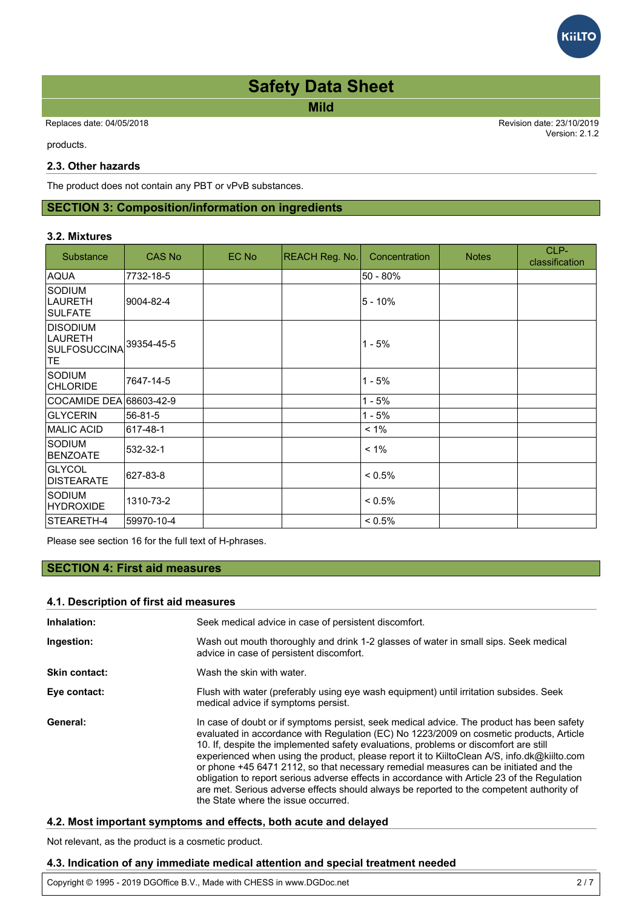products.

### 2.3. Other hazards

The product does not contain any PBT or vPvB substances.

## SECTION 3: Composition/information on ingredients

### 3.2. Mixtures

| Substance | CAS No | EC No | REACH Reg. No. | Concentration | Notes | CLP-classification |
|---|---|---|---|---|---|---|
| AQUA | 7732-18-5 | | | 50 - 80% | | |
| SODIUM LAURETH SULFATE | 9004-82-4 | | | 5 - 10% | | |
| DISODIUM LAURETH SULFOSUCCINATE | 39354-45-5 | | | 1 - 5% | | |
| SODIUM CHLORIDE | 7647-14-5 | | | 1 - 5% | | |
| COCAMIDE DEA | 68603-42-9 | | | 1 - 5% | | |
| GLYCERIN | 56-81-5 | | | 1 - 5% | | |
| MALIC ACID | 617-48-1 | | | < 1% | | |
| SODIUM BENZOATE | 532-32-1 | | | < 1% | | |
| GLYCOL DISTEARATE | 627-83-8 | | | < 0.5% | | |
| SODIUM HYDROXIDE | 1310-73-2 | | | < 0.5% | | |
| STEARETH-4 | 59970-10-4 | | | < 0.5% | | |

Please see section 16 for the full text of H-phrases.

## SECTION 4: First aid measures

### 4.1. Description of first aid measures

**Inhalation:** Seek medical advice in case of persistent discomfort.

**Ingestion:** Wash out mouth thoroughly and drink 1-2 glasses of water in small sips. Seek medical advice in case of persistent discomfort.

**Skin contact:** Wash the skin with water.

**Eye contact:** Flush with water (preferably using eye wash equipment) until irritation subsides. Seek medical advice if symptoms persist.

**General:** In case of doubt or if symptoms persist, seek medical advice. The product has been safety evaluated in accordance with Regulation (EC) No 1223/2009 on cosmetic products, Article 10. If, despite the implemented safety evaluations, problems or discomfort are still experienced when using the product, please report it to KiiltoClean A/S, info.dk@kiilto.com or phone +45 6471 2112, so that necessary remedial measures can be initiated and the obligation to report serious adverse effects in accordance with Article 23 of the Regulation are met. Serious adverse effects should always be reported to the competent authority of the State where the issue occurred.

### 4.2. Most important symptoms and effects, both acute and delayed

Not relevant, as the product is a cosmetic product.

### 4.3. Indication of any immediate medical attention and special treatment needed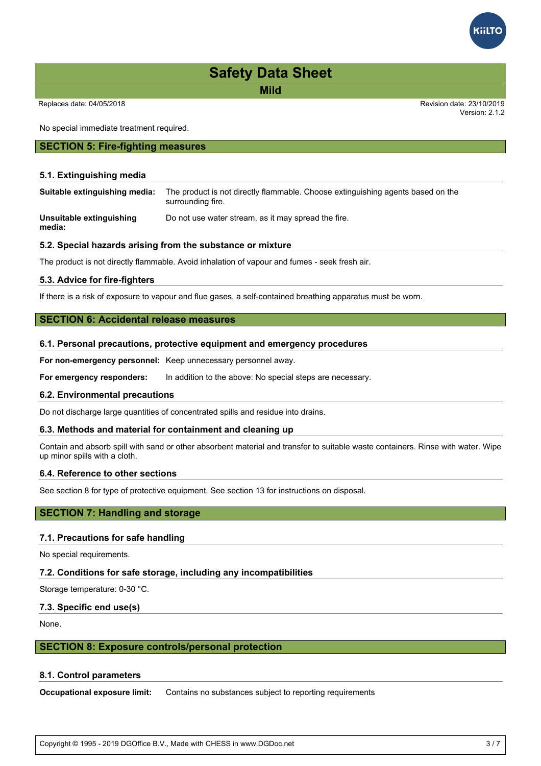No special immediate treatment required.

## SECTION 5: Fire-fighting measures

### 5.1. Extinguishing media

**Suitable extinguishing media:** The product is not directly flammable. Choose extinguishing agents based on the surrounding fire.

**Unsuitable extinguishing media:** Do not use water stream, as it may spread the fire.

### 5.2. Special hazards arising from the substance or mixture

The product is not directly flammable. Avoid inhalation of vapour and fumes - seek fresh air.

### 5.3. Advice for fire-fighters

If there is a risk of exposure to vapour and flue gases, a self-contained breathing apparatus must be worn.

## SECTION 6: Accidental release measures

### 6.1. Personal precautions, protective equipment and emergency procedures

**For non-emergency personnel:** Keep unnecessary personnel away.

**For emergency responders:** In addition to the above: No special steps are necessary.

### 6.2. Environmental precautions

Do not discharge large quantities of concentrated spills and residue into drains.

### 6.3. Methods and material for containment and cleaning up

Contain and absorb spill with sand or other absorbent material and transfer to suitable waste containers. Rinse with water. Wipe up minor spills with a cloth.

### 6.4. Reference to other sections

See section 8 for type of protective equipment. See section 13 for instructions on disposal.

## SECTION 7: Handling and storage

### 7.1. Precautions for safe handling

No special requirements.

### 7.2. Conditions for safe storage, including any incompatibilities

Storage temperature: 0-30 °C.

### 7.3. Specific end use(s)

None.

## SECTION 8: Exposure controls/personal protection

### 8.1. Control parameters

**Occupational exposure limit:** Contains no substances subject to reporting requirements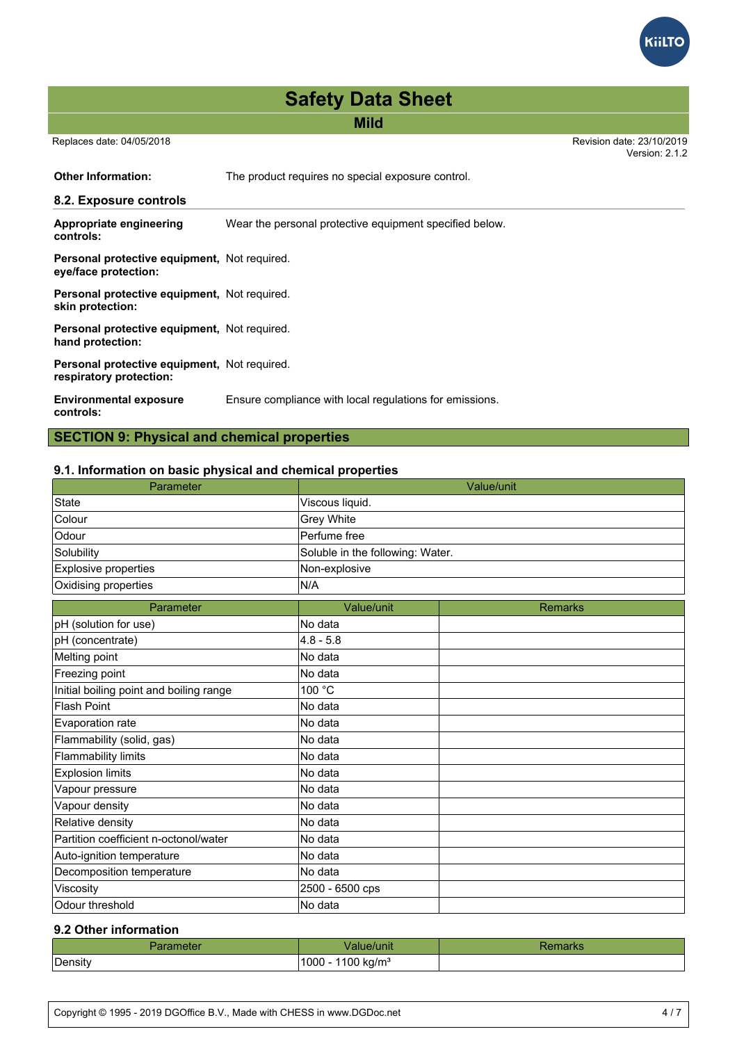# Safety Data Sheet

## Mild

Replaces date: 04/05/2018

Revision date: 23/10/2019
Version: 2.1.2

**Other Information:** The product requires no special exposure control.

### 8.2. Exposure controls

**Appropriate engineering controls:** Wear the personal protective equipment specified below.

**Personal protective equipment, eye/face protection:** Not required.

**Personal protective equipment, skin protection:** Not required.

**Personal protective equipment, hand protection:** Not required.

**Personal protective equipment, respiratory protection:** Not required.

**Environmental exposure controls:** Ensure compliance with local regulations for emissions.

## SECTION 9: Physical and chemical properties

### 9.1. Information on basic physical and chemical properties

| Parameter | Value/unit |
|---|---|
| State | Viscous liquid. |
| Colour | Grey White |
| Odour | Perfume free |
| Solubility | Soluble in the following: Water. |
| Explosive properties | Non-explosive |
| Oxidising properties | N/A |

| Parameter | Value/unit | Remarks |
|---|---|---|
| pH (solution for use) | No data | |
| pH (concentrate) | 4.8 - 5.8 | |
| Melting point | No data | |
| Freezing point | No data | |
| Initial boiling point and boiling range | 100 °C | |
| Flash Point | No data | |
| Evaporation rate | No data | |
| Flammability (solid, gas) | No data | |
| Flammability limits | No data | |
| Explosion limits | No data | |
| Vapour pressure | No data | |
| Vapour density | No data | |
| Relative density | No data | |
| Partition coefficient n-octonol/water | No data | |
| Auto-ignition temperature | No data | |
| Decomposition temperature | No data | |
| Viscosity | 2500 - 6500 cps | |
| Odour threshold | No data | |

### 9.2 Other information

| Parameter | Value/unit | Remarks |
|---|---|---|
| Density | 1000 - 1100 kg/m³ | |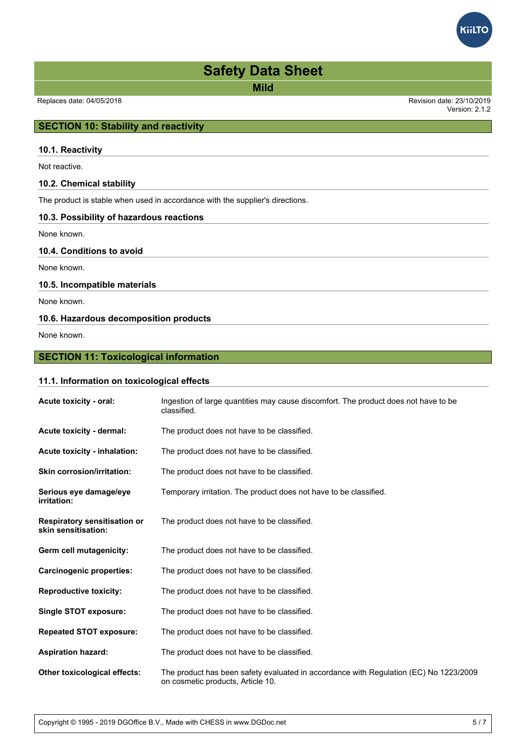# Safety Data Sheet

**Mild**

Replaces date: 04/05/2018

Revision date: 23/10/2019
Version: 2.1.2

## SECTION 10: Stability and reactivity

### 10.1. Reactivity

Not reactive.

### 10.2. Chemical stability

The product is stable when used in accordance with the supplier's directions.

### 10.3. Possibility of hazardous reactions

None known.

### 10.4. Conditions to avoid

None known.

### 10.5. Incompatible materials

None known.

### 10.6. Hazardous decomposition products

None known.

## SECTION 11: Toxicological information

### 11.1. Information on toxicological effects

| | |
|---|---|
| **Acute toxicity - oral:** | Ingestion of large quantities may cause discomfort. The product does not have to be classified. |
| **Acute toxicity - dermal:** | The product does not have to be classified. |
| **Acute toxicity - inhalation:** | The product does not have to be classified. |
| **Skin corrosion/irritation:** | The product does not have to be classified. |
| **Serious eye damage/eye irritation:** | Temporary irritation. The product does not have to be classified. |
| **Respiratory sensitisation or skin sensitisation:** | The product does not have to be classified. |
| **Germ cell mutagenicity:** | The product does not have to be classified. |
| **Carcinogenic properties:** | The product does not have to be classified. |
| **Reproductive toxicity:** | The product does not have to be classified. |
| **Single STOT exposure:** | The product does not have to be classified. |
| **Repeated STOT exposure:** | The product does not have to be classified. |
| **Aspiration hazard:** | The product does not have to be classified. |
| **Other toxicological effects:** | The product has been safety evaluated in accordance with Regulation (EC) No 1223/2009 on cosmetic products, Article 10. |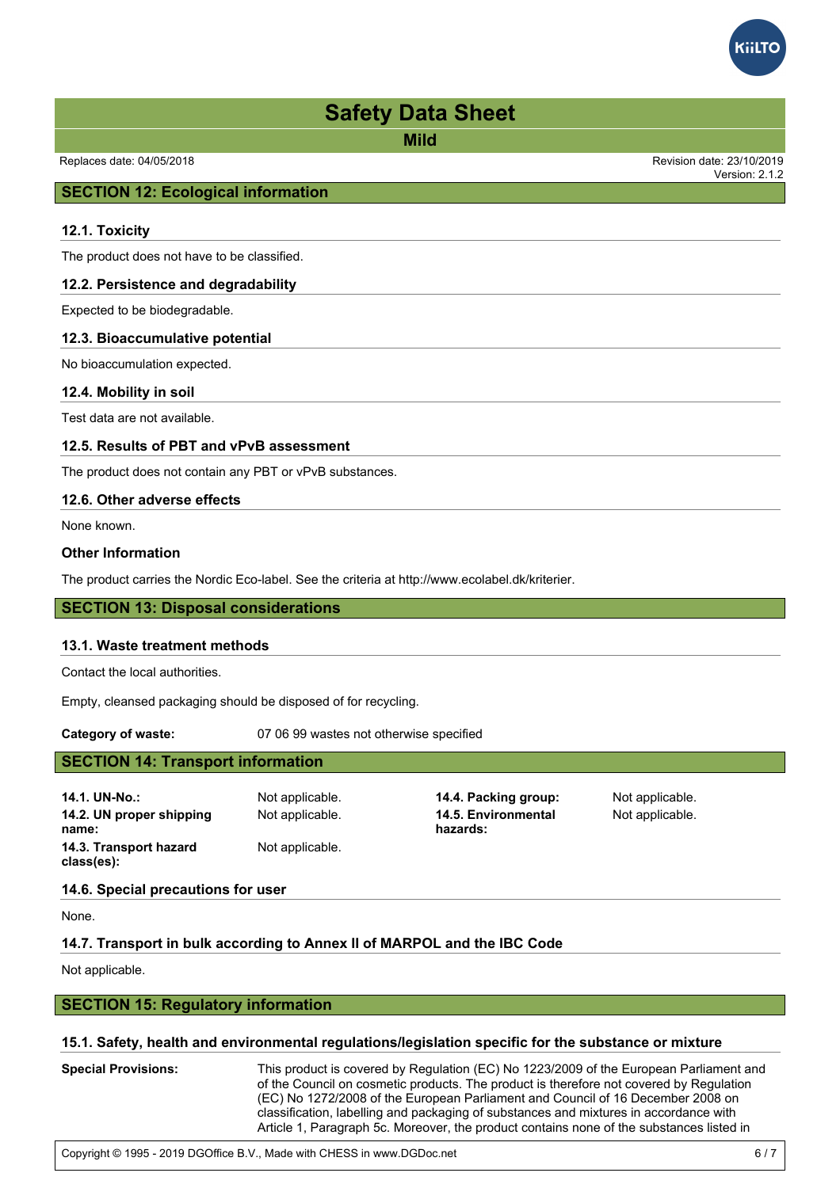## SECTION 12: Ecological information

### 12.1. Toxicity

The product does not have to be classified.

### 12.2. Persistence and degradability

Expected to be biodegradable.

### 12.3. Bioaccumulative potential

No bioaccumulation expected.

### 12.4. Mobility in soil

Test data are not available.

### 12.5. Results of PBT and vPvB assessment

The product does not contain any PBT or vPvB substances.

### 12.6. Other adverse effects

None known.

### Other Information

The product carries the Nordic Eco-label. See the criteria at http://www.ecolabel.dk/kriterier.

## SECTION 13: Disposal considerations

### 13.1. Waste treatment methods

Contact the local authorities.

Empty, cleansed packaging should be disposed of for recycling.

**Category of waste:** 07 06 99 wastes not otherwise specified

## SECTION 14: Transport information

**14.1. UN-No.:** Not applicable.

**14.2. UN proper shipping name:** Not applicable.

**14.3. Transport hazard class(es):** Not applicable.

**14.4. Packing group:** Not applicable.

**14.5. Environmental hazards:** Not applicable.

### 14.6. Special precautions for user

None.

### 14.7. Transport in bulk according to Annex II of MARPOL and the IBC Code

Not applicable.

## SECTION 15: Regulatory information

### 15.1. Safety, health and environmental regulations/legislation specific for the substance or mixture

**Special Provisions:** This product is covered by Regulation (EC) No 1223/2009 of the European Parliament and of the Council on cosmetic products. The product is therefore not covered by Regulation (EC) No 1272/2008 of the European Parliament and Council of 16 December 2008 on classification, labelling and packaging of substances and mixtures in accordance with Article 1, Paragraph 5c. Moreover, the product contains none of the substances listed in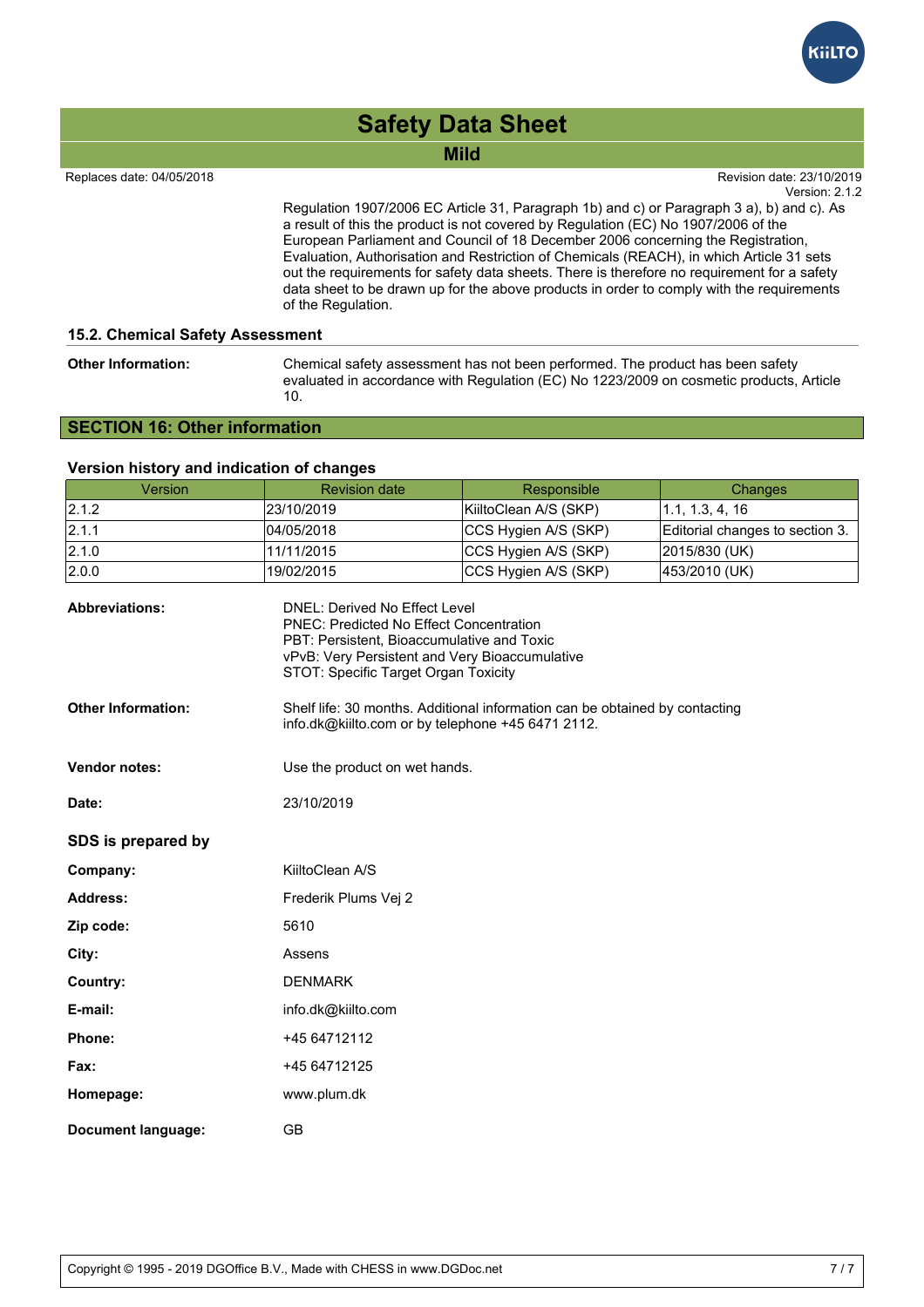Regulation 1907/2006 EC Article 31, Paragraph 1b) and c) or Paragraph 3 a), b) and c). As a result of this the product is not covered by Regulation (EC) No 1907/2006 of the European Parliament and Council of 18 December 2006 concerning the Registration, Evaluation, Authorisation and Restriction of Chemicals (REACH), in which Article 31 sets out the requirements for safety data sheets. There is therefore no requirement for a safety data sheet to be drawn up for the above products in order to comply with the requirements of the Regulation.

### 15.2. Chemical Safety Assessment

**Other Information:** Chemical safety assessment has not been performed. The product has been safety evaluated in accordance with Regulation (EC) No 1223/2009 on cosmetic products, Article 10.

## SECTION 16: Other information

### Version history and indication of changes

| Version | Revision date | Responsible | Changes |
|---|---|---|---|
| 2.1.2 | 23/10/2019 | KiiltoClean A/S (SKP) | 1.1, 1.3, 4, 16 |
| 2.1.1 | 04/05/2018 | CCS Hygien A/S (SKP) | Editorial changes to section 3. |
| 2.1.0 | 11/11/2015 | CCS Hygien A/S (SKP) | 2015/830 (UK) |
| 2.0.0 | 19/02/2015 | CCS Hygien A/S (SKP) | 453/2010 (UK) |

**Abbreviations:**
DNEL: Derived No Effect Level
PNEC: Predicted No Effect Concentration
PBT: Persistent, Bioaccumulative and Toxic
vPvB: Very Persistent and Very Bioaccumulative
STOT: Specific Target Organ Toxicity

**Other Information:** Shelf life: 30 months. Additional information can be obtained by contacting info.dk@kiilto.com or by telephone +45 6471 2112.

**Vendor notes:** Use the product on wet hands.

**Date:** 23/10/2019

### SDS is prepared by

**Company:** KiiltoClean A/S

**Address:** Frederik Plums Vej 2

**Zip code:** 5610

**City:** Assens

**Country:** DENMARK

**E-mail:** info.dk@kiilto.com

**Phone:** +45 64712112

**Fax:** +45 64712125

**Homepage:** www.plum.dk

**Document language:** GB